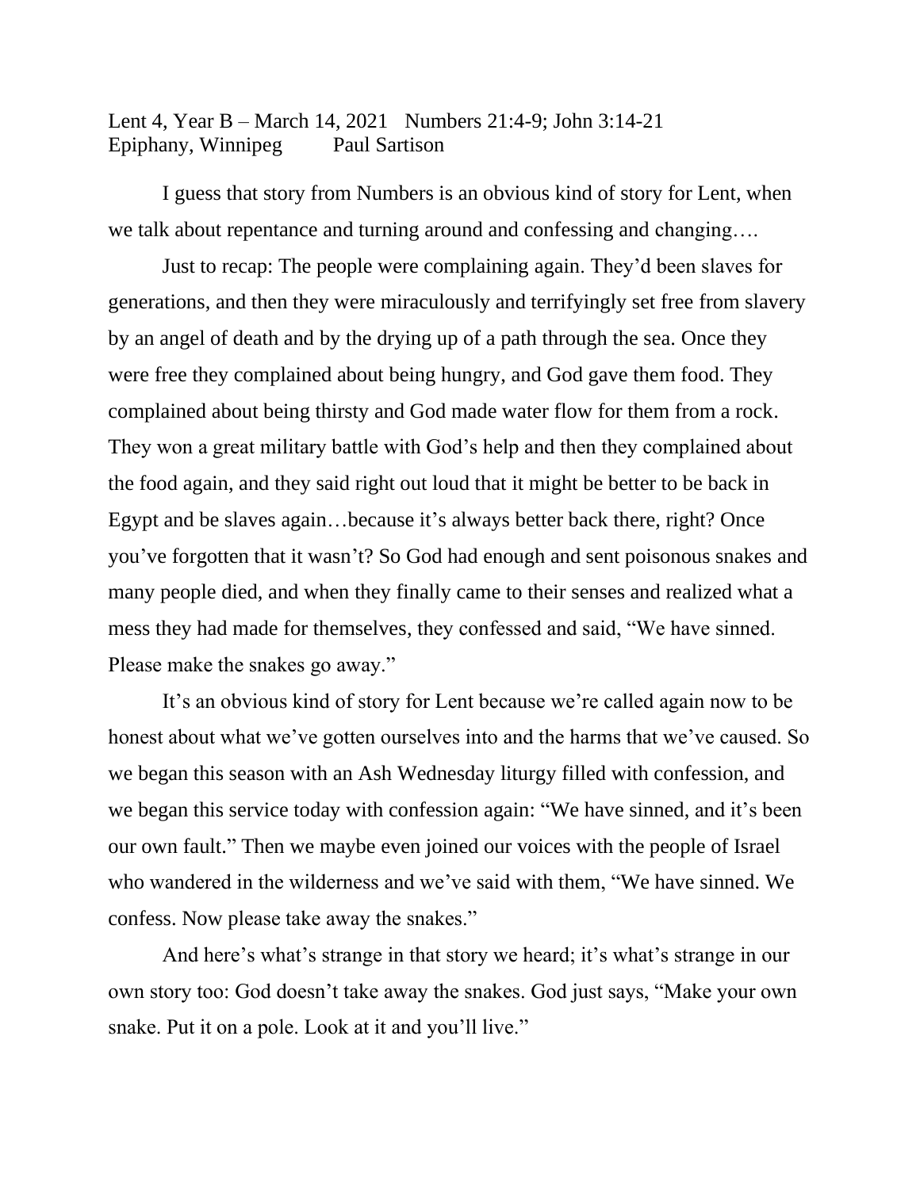Lent 4, Year B – March 14, 2021   Numbers 21:4-9; John 3:14-21
Epiphany, Winnipeg   Paul Sartison

I guess that story from Numbers is an obvious kind of story for Lent, when we talk about repentance and turning around and confessing and changing….

Just to recap: The people were complaining again. They'd been slaves for generations, and then they were miraculously and terrifyingly set free from slavery by an angel of death and by the drying up of a path through the sea. Once they were free they complained about being hungry, and God gave them food. They complained about being thirsty and God made water flow for them from a rock. They won a great military battle with God's help and then they complained about the food again, and they said right out loud that it might be better to be back in Egypt and be slaves again…because it's always better back there, right? Once you've forgotten that it wasn't? So God had enough and sent poisonous snakes and many people died, and when they finally came to their senses and realized what a mess they had made for themselves, they confessed and said, "We have sinned. Please make the snakes go away."

It's an obvious kind of story for Lent because we're called again now to be honest about what we've gotten ourselves into and the harms that we've caused. So we began this season with an Ash Wednesday liturgy filled with confession, and we began this service today with confession again: "We have sinned, and it's been our own fault." Then we maybe even joined our voices with the people of Israel who wandered in the wilderness and we've said with them, "We have sinned. We confess. Now please take away the snakes."

And here's what's strange in that story we heard; it's what's strange in our own story too: God doesn't take away the snakes. God just says, "Make your own snake. Put it on a pole. Look at it and you'll live."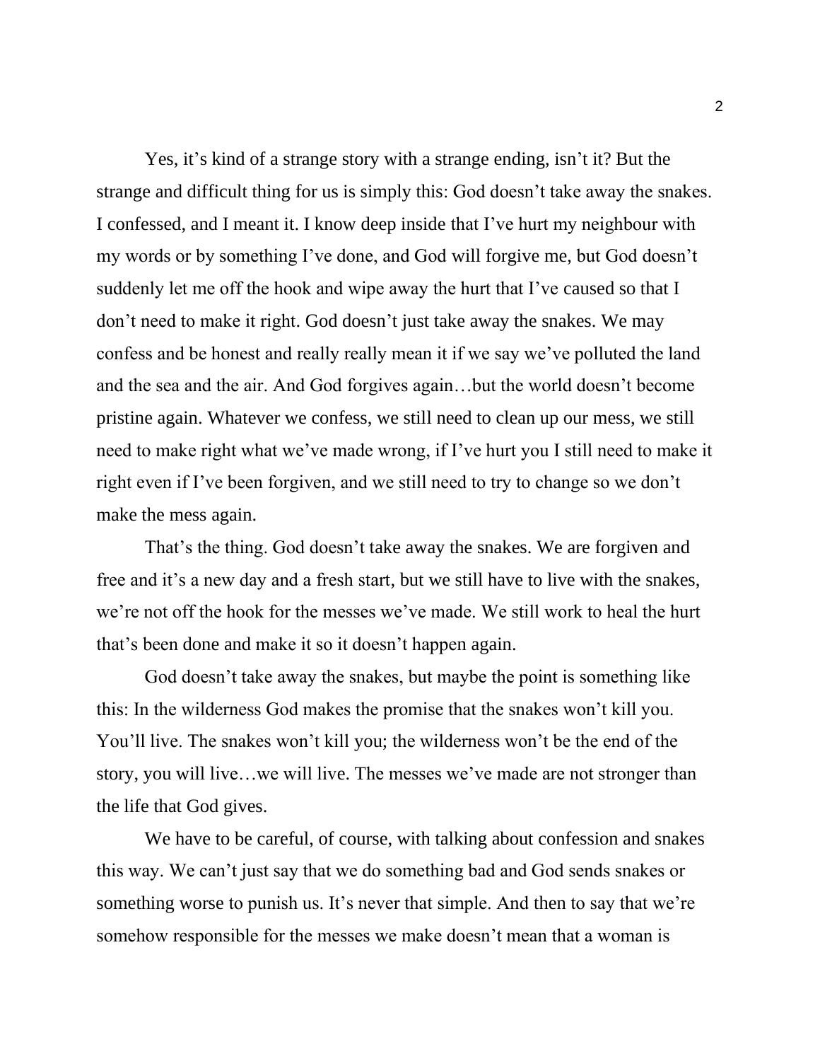Yes, it's kind of a strange story with a strange ending, isn't it? But the strange and difficult thing for us is simply this: God doesn't take away the snakes. I confessed, and I meant it. I know deep inside that I've hurt my neighbour with my words or by something I've done, and God will forgive me, but God doesn't suddenly let me off the hook and wipe away the hurt that I've caused so that I don't need to make it right. God doesn't just take away the snakes. We may confess and be honest and really really mean it if we say we've polluted the land and the sea and the air. And God forgives again…but the world doesn't become pristine again. Whatever we confess, we still need to clean up our mess, we still need to make right what we've made wrong, if I've hurt you I still need to make it right even if I've been forgiven, and we still need to try to change so we don't make the mess again.

That's the thing. God doesn't take away the snakes. We are forgiven and free and it's a new day and a fresh start, but we still have to live with the snakes, we're not off the hook for the messes we've made. We still work to heal the hurt that's been done and make it so it doesn't happen again.

God doesn't take away the snakes, but maybe the point is something like this: In the wilderness God makes the promise that the snakes won't kill you. You'll live. The snakes won't kill you; the wilderness won't be the end of the story, you will live…we will live. The messes we've made are not stronger than the life that God gives.

We have to be careful, of course, with talking about confession and snakes this way. We can't just say that we do something bad and God sends snakes or something worse to punish us. It's never that simple. And then to say that we're somehow responsible for the messes we make doesn't mean that a woman is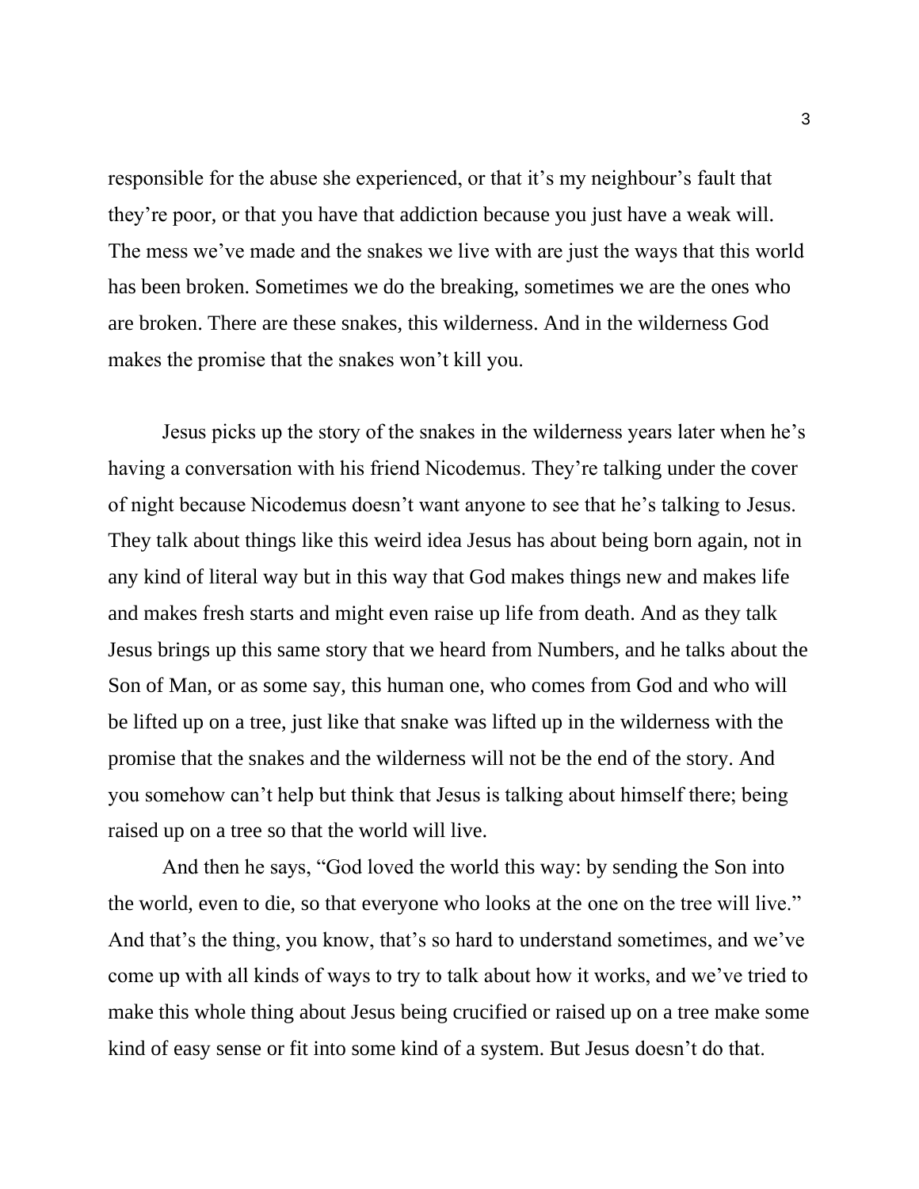responsible for the abuse she experienced, or that it's my neighbour's fault that they're poor, or that you have that addiction because you just have a weak will. The mess we've made and the snakes we live with are just the ways that this world has been broken. Sometimes we do the breaking, sometimes we are the ones who are broken. There are these snakes, this wilderness. And in the wilderness God makes the promise that the snakes won't kill you.

Jesus picks up the story of the snakes in the wilderness years later when he's having a conversation with his friend Nicodemus. They're talking under the cover of night because Nicodemus doesn't want anyone to see that he's talking to Jesus. They talk about things like this weird idea Jesus has about being born again, not in any kind of literal way but in this way that God makes things new and makes life and makes fresh starts and might even raise up life from death. And as they talk Jesus brings up this same story that we heard from Numbers, and he talks about the Son of Man, or as some say, this human one, who comes from God and who will be lifted up on a tree, just like that snake was lifted up in the wilderness with the promise that the snakes and the wilderness will not be the end of the story. And you somehow can't help but think that Jesus is talking about himself there; being raised up on a tree so that the world will live.

And then he says, "God loved the world this way: by sending the Son into the world, even to die, so that everyone who looks at the one on the tree will live." And that's the thing, you know, that's so hard to understand sometimes, and we've come up with all kinds of ways to try to talk about how it works, and we've tried to make this whole thing about Jesus being crucified or raised up on a tree make some kind of easy sense or fit into some kind of a system. But Jesus doesn't do that.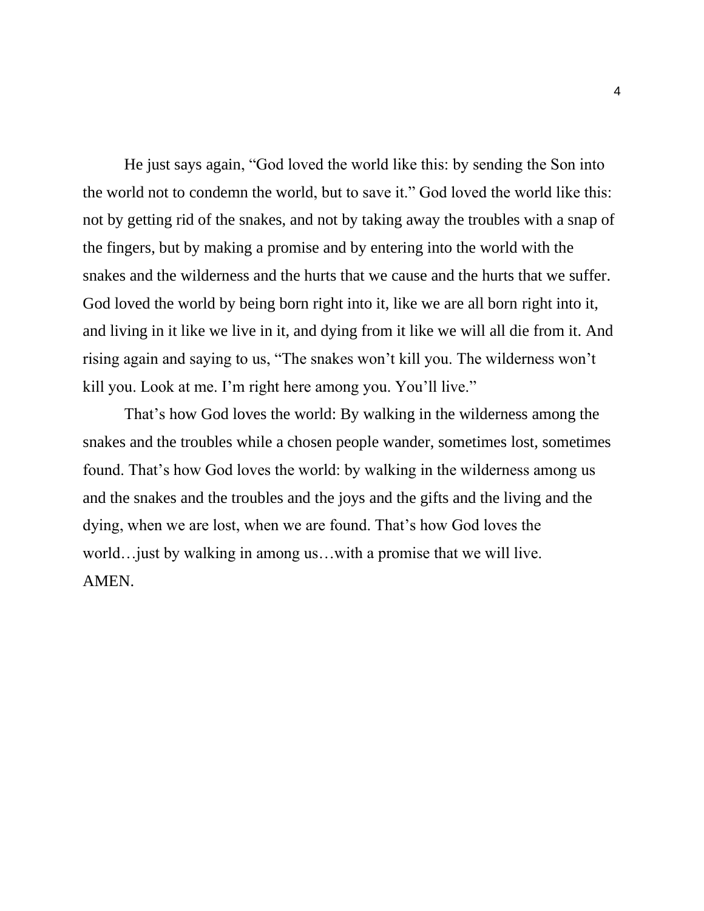He just says again, “God loved the world like this: by sending the Son into the world not to condemn the world, but to save it.” God loved the world like this: not by getting rid of the snakes, and not by taking away the troubles with a snap of the fingers, but by making a promise and by entering into the world with the snakes and the wilderness and the hurts that we cause and the hurts that we suffer. God loved the world by being born right into it, like we are all born right into it, and living in it like we live in it, and dying from it like we will all die from it. And rising again and saying to us, “The snakes won’t kill you. The wilderness won’t kill you. Look at me. I’m right here among you. You’ll live.”

That’s how God loves the world: By walking in the wilderness among the snakes and the troubles while a chosen people wander, sometimes lost, sometimes found. That’s how God loves the world: by walking in the wilderness among us and the snakes and the troubles and the joys and the gifts and the living and the dying, when we are lost, when we are found. That’s how God loves the world…just by walking in among us…with a promise that we will live.
AMEN.